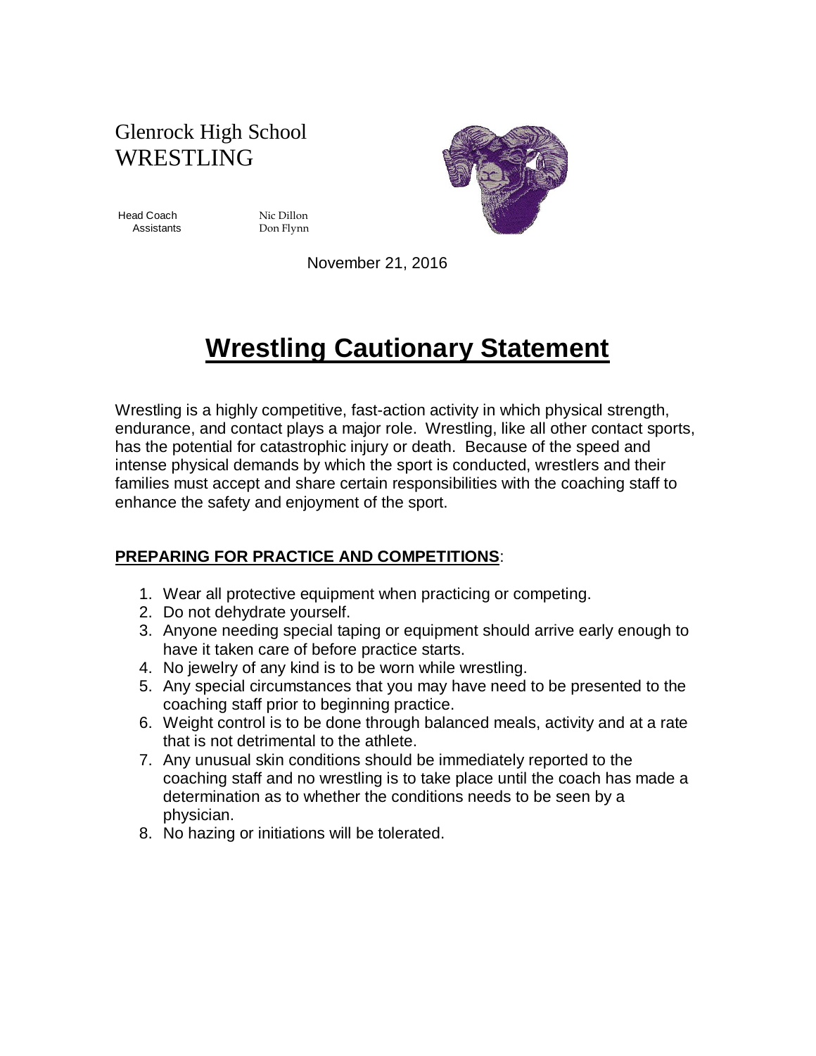Glenrock High School
WRESTLING

Head Coach Nic Dillon
Assistants Don Flynn

November 21, 2016

# Wrestling Cautionary Statement

Wrestling is a highly competitive, fast-action activity in which physical strength, endurance, and contact plays a major role. Wrestling, like all other contact sports, has the potential for catastrophic injury or death. Because of the speed and intense physical demands by which the sport is conducted, wrestlers and their families must accept and share certain responsibilities with the coaching staff to enhance the safety and enjoyment of the sport.

**PREPARING FOR PRACTICE AND COMPETITIONS**:

1. Wear all protective equipment when practicing or competing.
2. Do not dehydrate yourself.
3. Anyone needing special taping or equipment should arrive early enough to have it taken care of before practice starts.
4. No jewelry of any kind is to be worn while wrestling.
5. Any special circumstances that you may have need to be presented to the coaching staff prior to beginning practice.
6. Weight control is to be done through balanced meals, activity and at a rate that is not detrimental to the athlete.
7. Any unusual skin conditions should be immediately reported to the coaching staff and no wrestling is to take place until the coach has made a determination as to whether the conditions needs to be seen by a physician.
8. No hazing or initiations will be tolerated.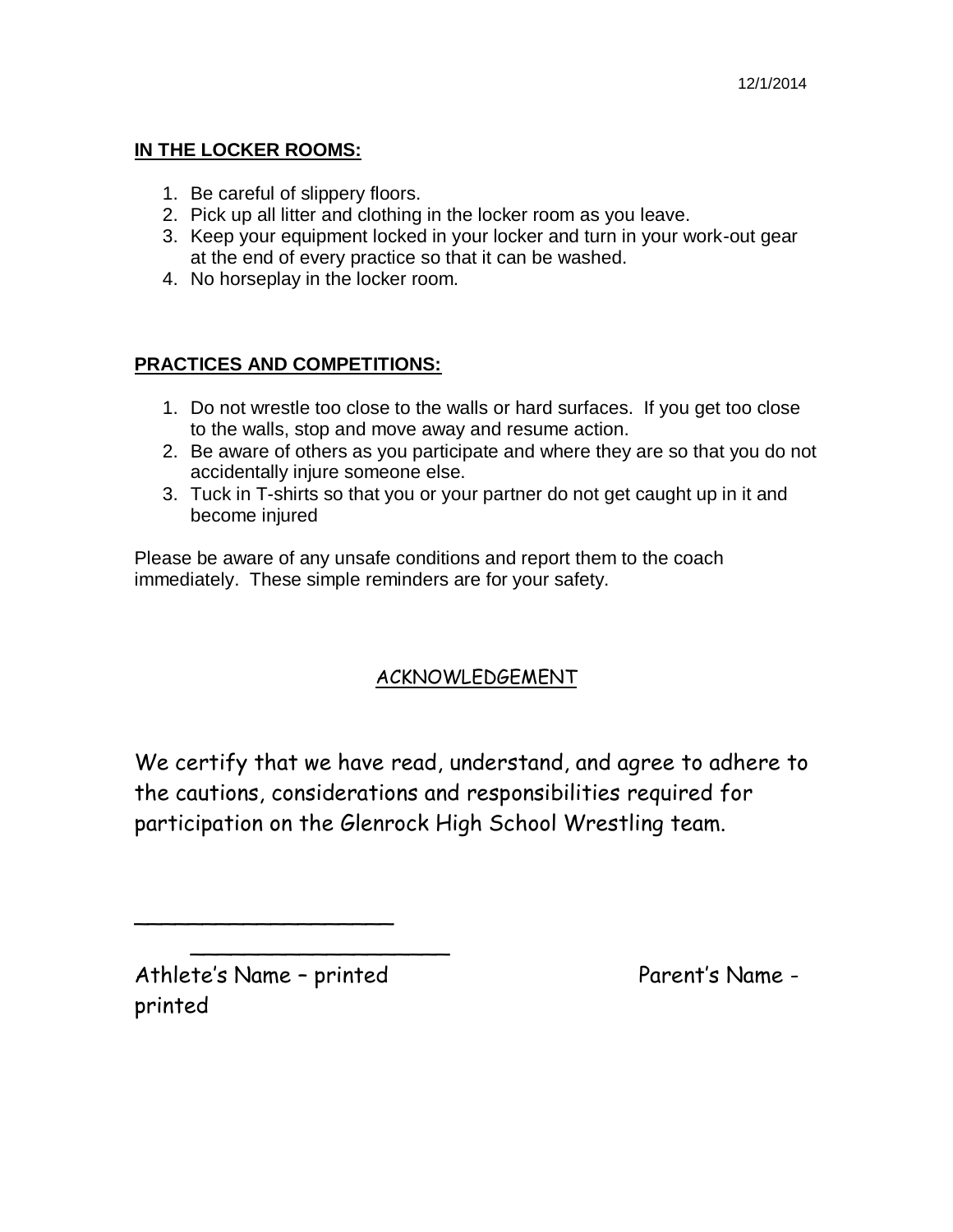12/1/2014

**IN THE LOCKER ROOMS:**

1. Be careful of slippery floors.
2. Pick up all litter and clothing in the locker room as you leave.
3. Keep your equipment locked in your locker and turn in your work-out gear at the end of every practice so that it can be washed.
4. No horseplay in the locker room.

**PRACTICES AND COMPETITIONS:**

1. Do not wrestle too close to the walls or hard surfaces. If you get too close to the walls, stop and move away and resume action.
2. Be aware of others as you participate and where they are so that you do not accidentally injure someone else.
3. Tuck in T-shirts so that you or your partner do not get caught up in it and become injured

Please be aware of any unsafe conditions and report them to the coach immediately. These simple reminders are for your safety.

ACKNOWLEDGEMENT

We certify that we have read, understand, and agree to adhere to the cautions, considerations and responsibilities required for participation on the Glenrock High School Wrestling team.

____________________ ____________________

Athlete's Name – printed Parent's Name - printed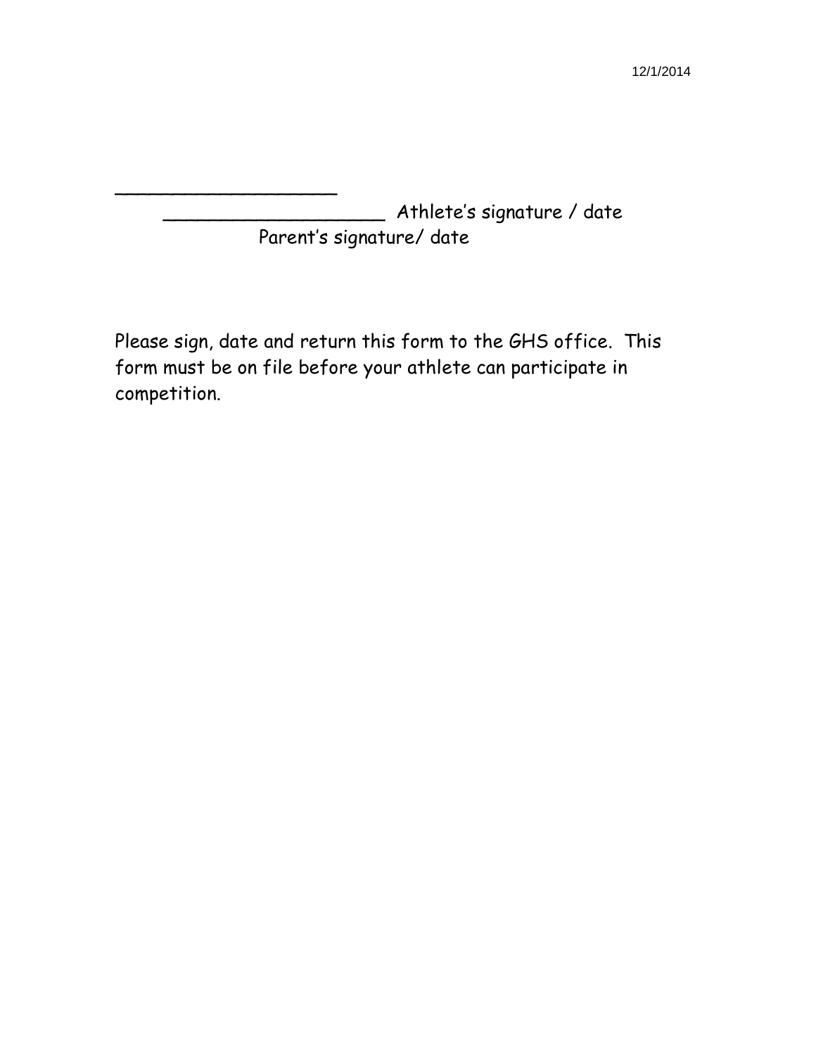12/1/2014

____________________

____________________ Athlete's signature / date

Parent's signature/ date

Please sign, date and return this form to the GHS office. This form must be on file before your athlete can participate in competition.